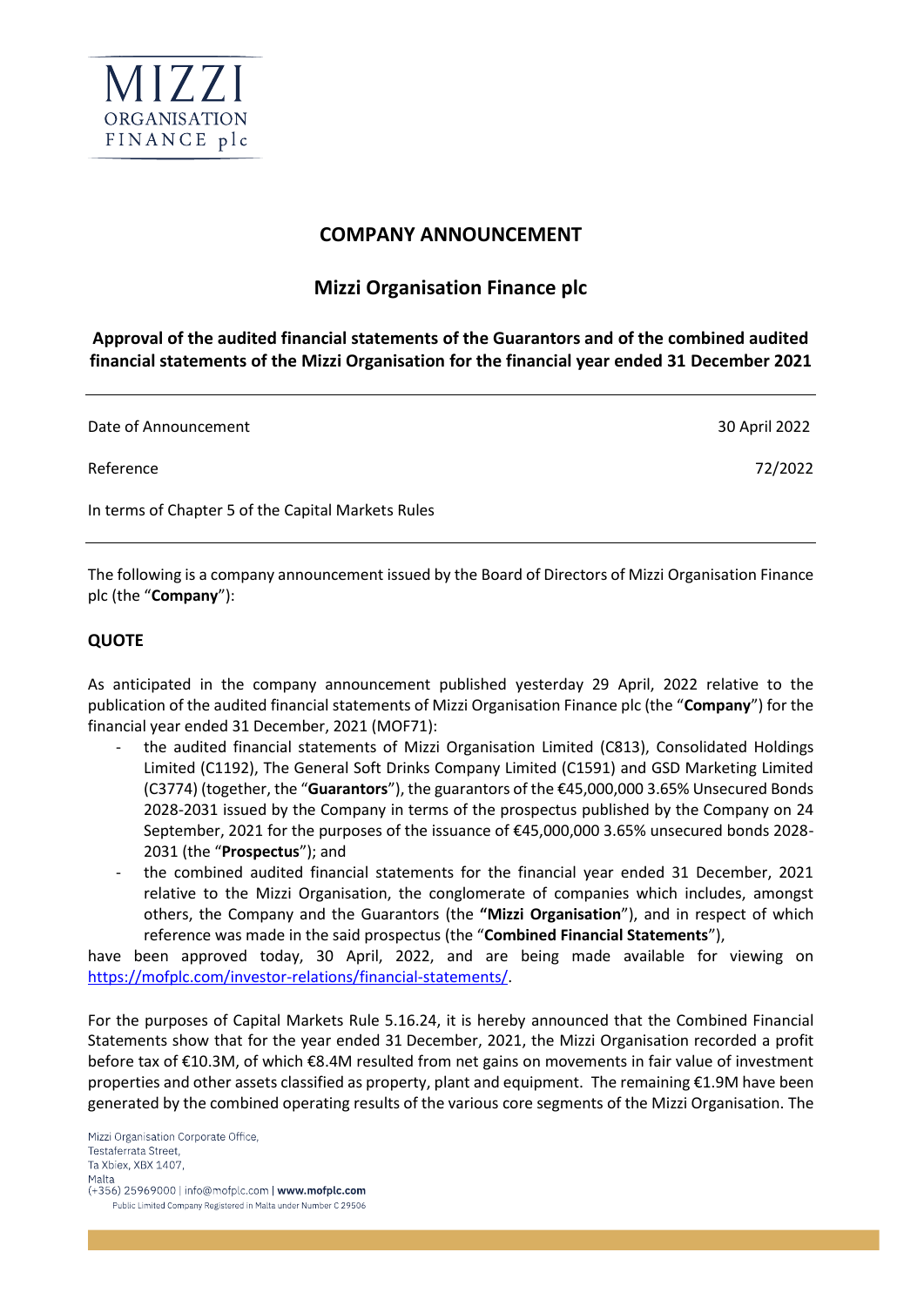MIZZI ORGANISATION FINANCE plc

# COMPANY ANNOUNCEMENT

## Mizzi Organisation Finance plc

### Approval of the audited financial statements of the Guarantors and of the combined audited financial statements of the Mizzi Organisation for the financial year ended 31 December 2021

| | |
|---|---|
| Date of Announcement | 30 April 2022 |
| Reference | 72/2022 |
| In terms of Chapter 5 of the Capital Markets Rules | |

The following is a company announcement issued by the Board of Directors of Mizzi Organisation Finance plc (the "**Company**"):

**QUOTE**

As anticipated in the company announcement published yesterday 29 April, 2022 relative to the publication of the audited financial statements of Mizzi Organisation Finance plc (the "**Company**") for the financial year ended 31 December, 2021 (MOF71):

- the audited financial statements of Mizzi Organisation Limited (C813), Consolidated Holdings Limited (C1192), The General Soft Drinks Company Limited (C1591) and GSD Marketing Limited (C3774) (together, the "**Guarantors**"), the guarantors of the €45,000,000 3.65% Unsecured Bonds 2028-2031 issued by the Company in terms of the prospectus published by the Company on 24 September, 2021 for the purposes of the issuance of €45,000,000 3.65% unsecured bonds 2028-2031 (the "**Prospectus**"); and
- the combined audited financial statements for the financial year ended 31 December, 2021 relative to the Mizzi Organisation, the conglomerate of companies which includes, amongst others, the Company and the Guarantors (the **"Mizzi Organisation**"), and in respect of which reference was made in the said prospectus (the "**Combined Financial Statements**"),

have been approved today, 30 April, 2022, and are being made available for viewing on https://mofplc.com/investor-relations/financial-statements/.

For the purposes of Capital Markets Rule 5.16.24, it is hereby announced that the Combined Financial Statements show that for the year ended 31 December, 2021, the Mizzi Organisation recorded a profit before tax of €10.3M, of which €8.4M resulted from net gains on movements in fair value of investment properties and other assets classified as property, plant and equipment. The remaining €1.9M have been generated by the combined operating results of the various core segments of the Mizzi Organisation. The

Mizzi Organisation Corporate Office,
Testaferrata Street,
Ta Xbiex, XBX 1407,
Malta
(+356) 25969000 | info@mofplc.com | **www.mofplc.com**
Public Limited Company Registered in Malta under Number C 29506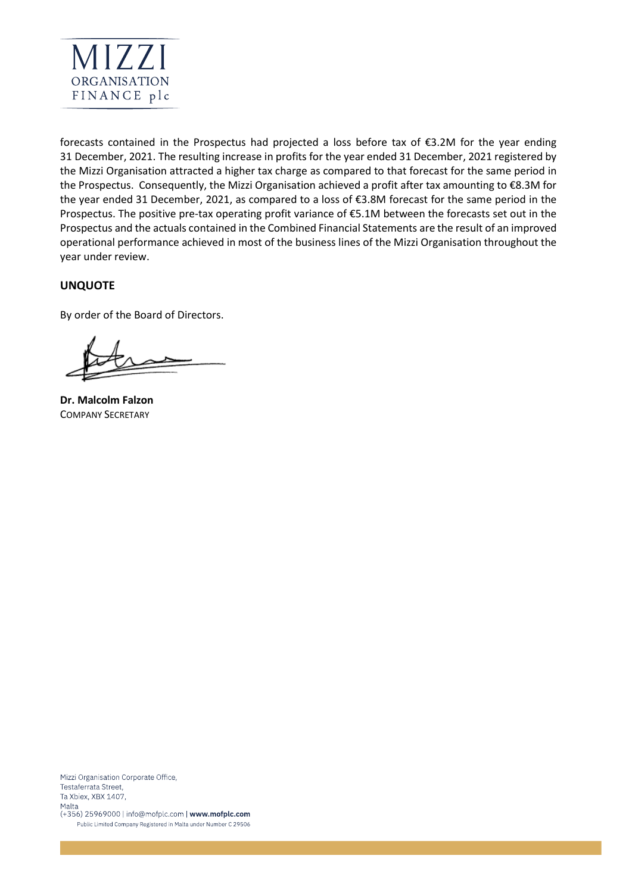forecasts contained in the Prospectus had projected a loss before tax of €3.2M for the year ending 31 December, 2021. The resulting increase in profits for the year ended 31 December, 2021 registered by the Mizzi Organisation attracted a higher tax charge as compared to that forecast for the same period in the Prospectus. Consequently, the Mizzi Organisation achieved a profit after tax amounting to €8.3M for the year ended 31 December, 2021, as compared to a loss of €3.8M forecast for the same period in the Prospectus. The positive pre-tax operating profit variance of €5.1M between the forecasts set out in the Prospectus and the actuals contained in the Combined Financial Statements are the result of an improved operational performance achieved in most of the business lines of the Mizzi Organisation throughout the year under review.

**UNQUOTE**

By order of the Board of Directors.

**Dr. Malcolm Falzon**
COMPANY SECRETARY

Mizzi Organisation Corporate Office,
Testaferrata Street,
Ta Xbiex, XBX 1407,
Malta
(+356) 25969000 | info@mofplc.com | **www.mofplc.com**
Public Limited Company Registered in Malta under Number C 29506